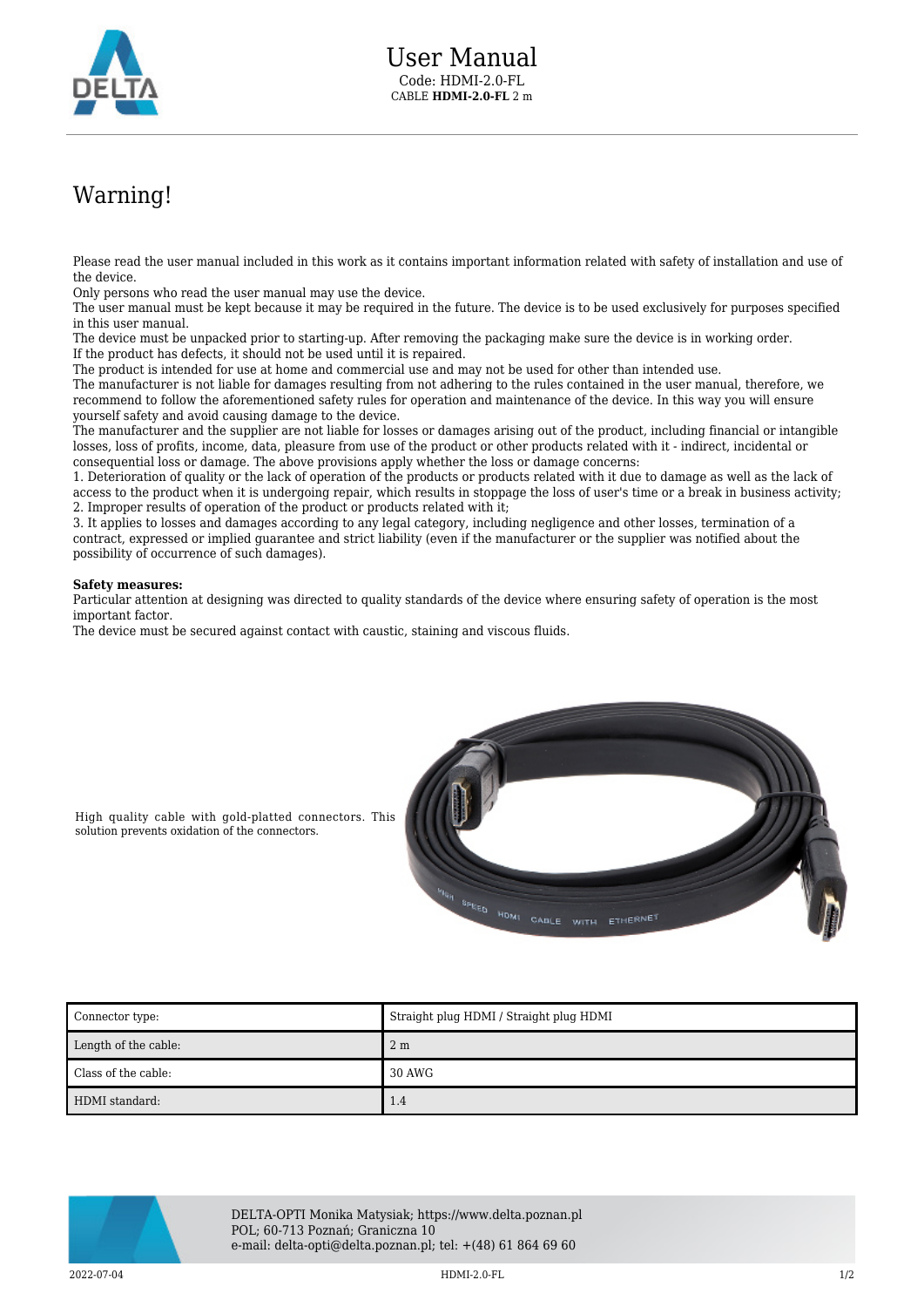# User Manual

Code: HDMI-2.0-FL
CABLE **HDMI-2.0-FL** 2 m

## Warning!

Please read the user manual included in this work as it contains important information related with safety of installation and use of the device.
Only persons who read the user manual may use the device.
The user manual must be kept because it may be required in the future. The device is to be used exclusively for purposes specified in this user manual.
The device must be unpacked prior to starting-up. After removing the packaging make sure the device is in working order.
If the product has defects, it should not be used until it is repaired.
The product is intended for use at home and commercial use and may not be used for other than intended use.
The manufacturer is not liable for damages resulting from not adhering to the rules contained in the user manual, therefore, we recommend to follow the aforementioned safety rules for operation and maintenance of the device. In this way you will ensure yourself safety and avoid causing damage to the device.
The manufacturer and the supplier are not liable for losses or damages arising out of the product, including financial or intangible losses, loss of profits, income, data, pleasure from use of the product or other products related with it - indirect, incidental or consequential loss or damage. The above provisions apply whether the loss or damage concerns:
1. Deterioration of quality or the lack of operation of the products or products related with it due to damage as well as the lack of access to the product when it is undergoing repair, which results in stoppage the loss of user's time or a break in business activity;
2. Improper results of operation of the product or products related with it;
3. It applies to losses and damages according to any legal category, including negligence and other losses, termination of a contract, expressed or implied guarantee and strict liability (even if the manufacturer or the supplier was notified about the possibility of occurrence of such damages).

**Safety measures:**
Particular attention at designing was directed to quality standards of the device where ensuring safety of operation is the most important factor.
The device must be secured against contact with caustic, staining and viscous fluids.

High quality cable with gold-platted connectors. This solution prevents oxidation of the connectors.

| | |
|---|---|
| Connector type: | Straight plug HDMI / Straight plug HDMI |
| Length of the cable: | 2 m |
| Class of the cable: | 30 AWG |
| HDMI standard: | 1.4 |

DELTA-OPTI Monika Matysiak; https://www.delta.poznan.pl
POL; 60-713 Poznań; Graniczna 10
e-mail: delta-opti@delta.poznan.pl; tel: +(48) 61 864 69 60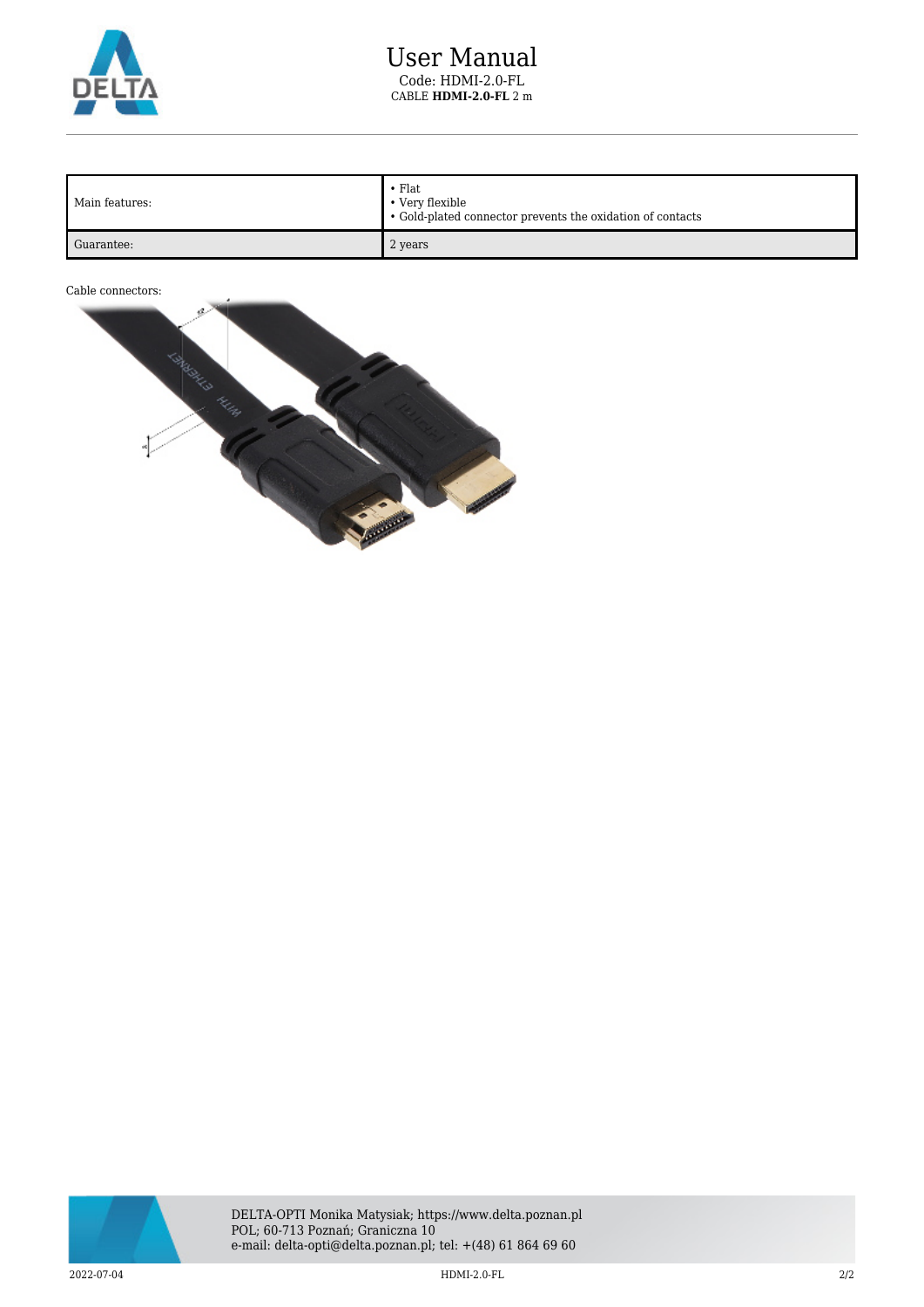| | |
|---|---|
| Main features: | • Flat<br>• Very flexible<br>• Gold-plated connector prevents the oxidation of contacts |
| Guarantee: | 2 years |

Cable connectors:

DELTA-OPTI Monika Matysiak; https://www.delta.poznan.pl
POL; 60-713 Poznań; Graniczna 10
e-mail: delta-opti@delta.poznan.pl; tel: +(48) 61 864 69 60